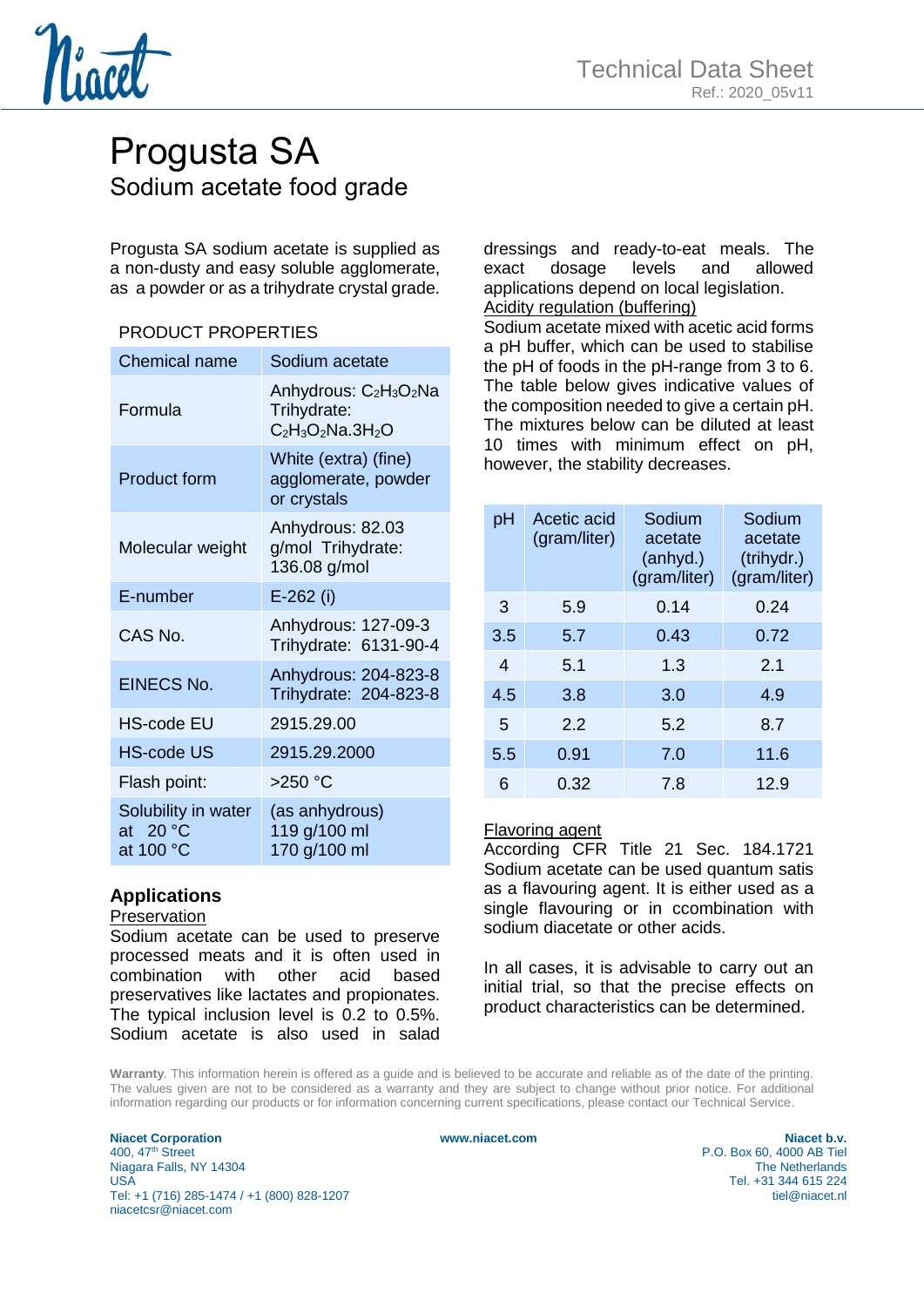Technical Data Sheet
Ref.: 2020_05v11

# Progusta SA

## Sodium acetate food grade

Progusta SA sodium acetate is supplied as a non-dusty and easy soluble agglomerate, as a powder or as a trihydrate crystal grade.

PRODUCT PROPERTIES

| | |
|---|---|
| Chemical name | Sodium acetate |
| Formula | Anhydrous: $C_2H_3O_2Na$ Trihydrate: $C_2H_3O_2Na.3H_2O$ |
| Product form | White (extra) (fine) agglomerate, powder or crystals |
| Molecular weight | Anhydrous: 82.03 g/mol Trihydrate: 136.08 g/mol |
| E-number | E-262 (i) |
| CAS No. | Anhydrous: 127-09-3 Trihydrate: 6131-90-4 |
| EINECS No. | Anhydrous: 204-823-8 Trihydrate: 204-823-8 |
| HS-code EU | 2915.29.00 |
| HS-code US | 2915.29.2000 |
| Flash point: | >250 °C |
| Solubility in water at 20 °C at 100 °C | (as anhydrous) 119 g/100 ml 170 g/100 ml |

## Applications

Preservation

Sodium acetate can be used to preserve processed meats and it is often used in combination with other acid based preservatives like lactates and propionates. The typical inclusion level is 0.2 to 0.5%. Sodium acetate is also used in salad dressings and ready-to-eat meals. The exact dosage levels and allowed applications depend on local legislation.

Acidity regulation (buffering)

Sodium acetate mixed with acetic acid forms a pH buffer, which can be used to stabilise the pH of foods in the pH-range from 3 to 6. The table below gives indicative values of the composition needed to give a certain pH. The mixtures below can be diluted at least 10 times with minimum effect on pH, however, the stability decreases.

| pH | Acetic acid (gram/liter) | Sodium acetate (anhyd.) (gram/liter) | Sodium acetate (trihydr.) (gram/liter) |
|---|---|---|---|
| 3 | 5.9 | 0.14 | 0.24 |
| 3.5 | 5.7 | 0.43 | 0.72 |
| 4 | 5.1 | 1.3 | 2.1 |
| 4.5 | 3.8 | 3.0 | 4.9 |
| 5 | 2.2 | 5.2 | 8.7 |
| 5.5 | 0.91 | 7.0 | 11.6 |
| 6 | 0.32 | 7.8 | 12.9 |

Flavoring agent

According CFR Title 21 Sec. 184.1721 Sodium acetate can be used quantum satis as a flavouring agent. It is either used as a single flavouring or in ccombination with sodium diacetate or other acids.

In all cases, it is advisable to carry out an initial trial, so that the precise effects on product characteristics can be determined.

**Warranty**. This information herein is offered as a guide and is believed to be accurate and reliable as of the date of the printing. The values given are not to be considered as a warranty and they are subject to change without prior notice. For additional information regarding our products or for information concerning current specifications, please contact our Technical Service.

**Niacet Corporation**
400, 47th Street
Niagara Falls, NY 14304
USA
Tel: +1 (716) 285-1474 / +1 (800) 828-1207
niacetcsr@niacet.com

**www.niacet.com**

**Niacet b.v.**
P.O. Box 60, 4000 AB Tiel
The Netherlands
Tel. +31 344 615 224
tiel@niacet.nl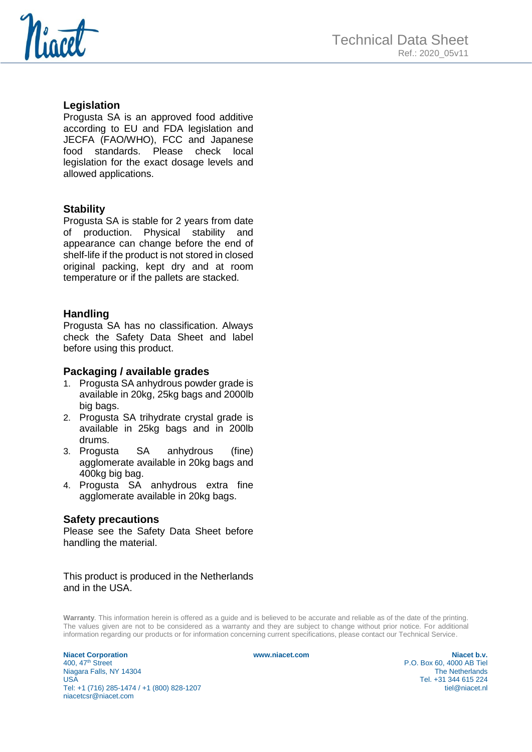## Legislation

Progusta SA is an approved food additive according to EU and FDA legislation and JECFA (FAO/WHO), FCC and Japanese food standards. Please check local legislation for the exact dosage levels and allowed applications.

## Stability

Progusta SA is stable for 2 years from date of production. Physical stability and appearance can change before the end of shelf-life if the product is not stored in closed original packing, kept dry and at room temperature or if the pallets are stacked.

## Handling

Progusta SA has no classification. Always check the Safety Data Sheet and label before using this product.

## Packaging / available grades

1. Progusta SA anhydrous powder grade is available in 20kg, 25kg bags and 2000lb big bags.
2. Progusta SA trihydrate crystal grade is available in 25kg bags and in 200lb drums.
3. Progusta SA anhydrous (fine) agglomerate available in 20kg bags and 400kg big bag.
4. Progusta SA anhydrous extra fine agglomerate available in 20kg bags.

## Safety precautions

Please see the Safety Data Sheet before handling the material.

This product is produced in the Netherlands and in the USA.

**Warranty**. This information herein is offered as a guide and is believed to be accurate and reliable as of the date of the printing. The values given are not to be considered as a warranty and they are subject to change without prior notice. For additional information regarding our products or for information concerning current specifications, please contact our Technical Service.

**Niacet Corporation**
400, 47th Street
Niagara Falls, NY 14304
USA
Tel: +1 (716) 285-1474 / +1 (800) 828-1207
niacetcsr@niacet.com

**www.niacet.com**

**Niacet b.v.**
P.O. Box 60, 4000 AB Tiel
The Netherlands
Tel. +31 344 615 224
tiel@niacet.nl